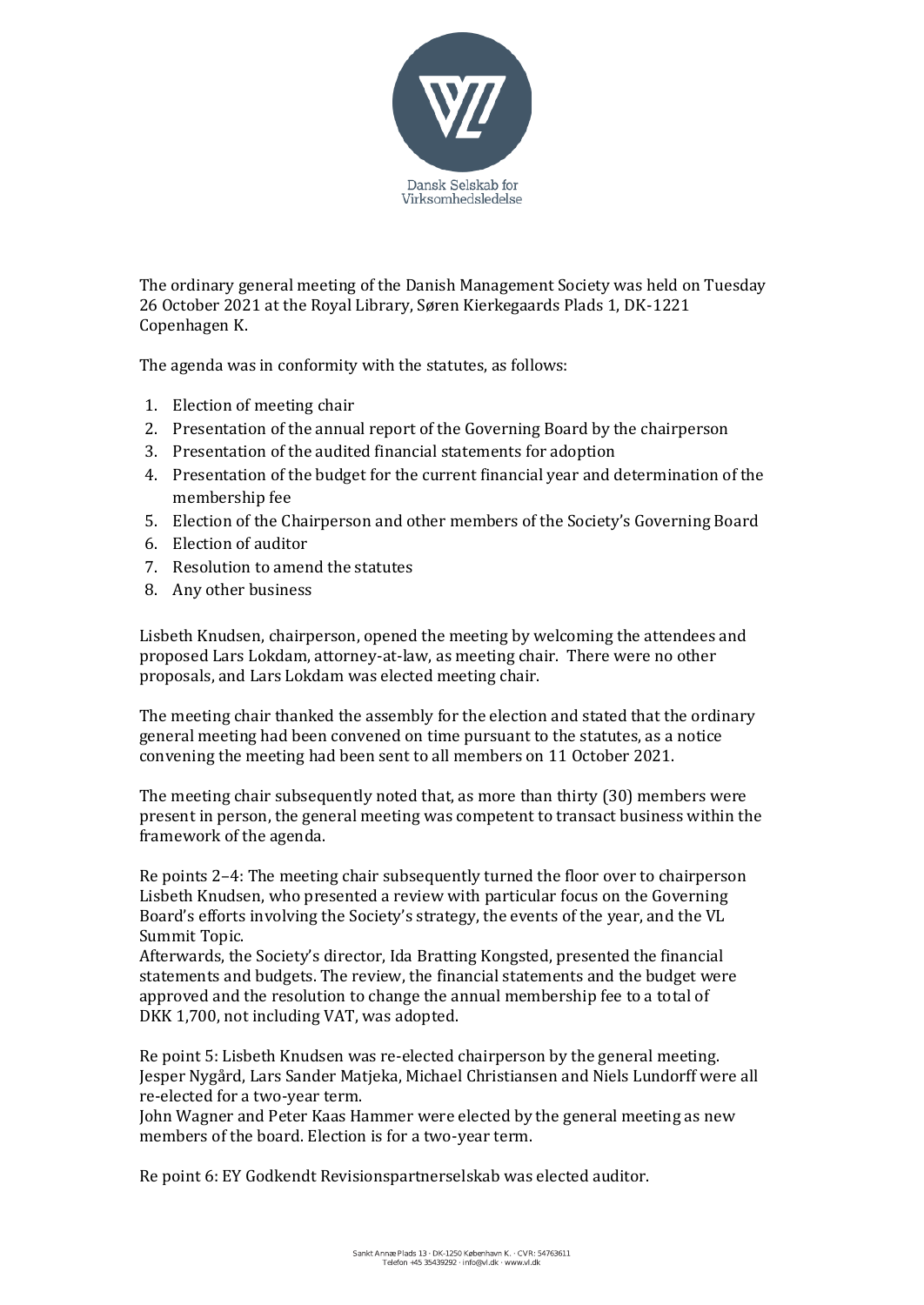Dansk Selskab for Virksomhedsledelse

The ordinary general meeting of the Danish Management Society was held on Tuesday 26 October 2021 at the Royal Library, Søren Kierkegaards Plads 1, DK-1221 Copenhagen K.

The agenda was in conformity with the statutes, as follows:

1. Election of meeting chair
2. Presentation of the annual report of the Governing Board by the chairperson
3. Presentation of the audited financial statements for adoption
4. Presentation of the budget for the current financial year and determination of the membership fee
5. Election of the Chairperson and other members of the Society's Governing Board
6. Election of auditor
7. Resolution to amend the statutes
8. Any other business

Lisbeth Knudsen, chairperson, opened the meeting by welcoming the attendees and proposed Lars Lokdam, attorney-at-law, as meeting chair. There were no other proposals, and Lars Lokdam was elected meeting chair.

The meeting chair thanked the assembly for the election and stated that the ordinary general meeting had been convened on time pursuant to the statutes, as a notice convening the meeting had been sent to all members on 11 October 2021.

The meeting chair subsequently noted that, as more than thirty (30) members were present in person, the general meeting was competent to transact business within the framework of the agenda.

Re points 2–4: The meeting chair subsequently turned the floor over to chairperson Lisbeth Knudsen, who presented a review with particular focus on the Governing Board's efforts involving the Society's strategy, the events of the year, and the VL Summit Topic.
Afterwards, the Society's director, Ida Bratting Kongsted, presented the financial statements and budgets. The review, the financial statements and the budget were approved and the resolution to change the annual membership fee to a total of DKK 1,700, not including VAT, was adopted.

Re point 5: Lisbeth Knudsen was re-elected chairperson by the general meeting. Jesper Nygård, Lars Sander Matjeka, Michael Christiansen and Niels Lundorff were all re-elected for a two-year term.
John Wagner and Peter Kaas Hammer were elected by the general meeting as new members of the board. Election is for a two-year term.

Re point 6: EY Godkendt Revisionspartnerselskab was elected auditor.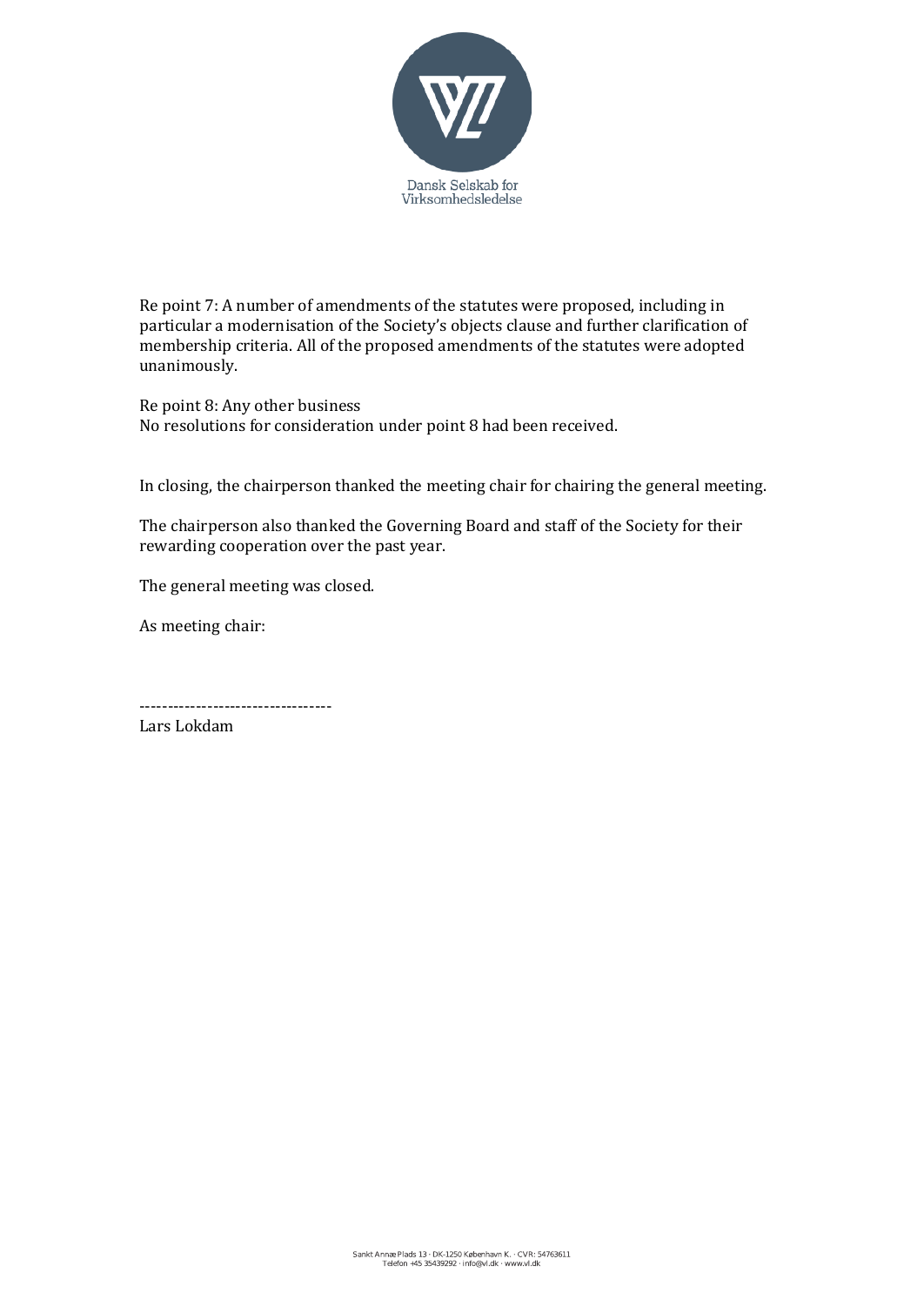Re point 7: A number of amendments of the statutes were proposed, including in particular a modernisation of the Society's objects clause and further clarification of membership criteria. All of the proposed amendments of the statutes were adopted unanimously.

Re point 8: Any other business
No resolutions for consideration under point 8 had been received.

In closing, the chairperson thanked the meeting chair for chairing the general meeting.

The chairperson also thanked the Governing Board and staff of the Society for their rewarding cooperation over the past year.

The general meeting was closed.

As meeting chair:

----------------------------------
Lars Lokdam